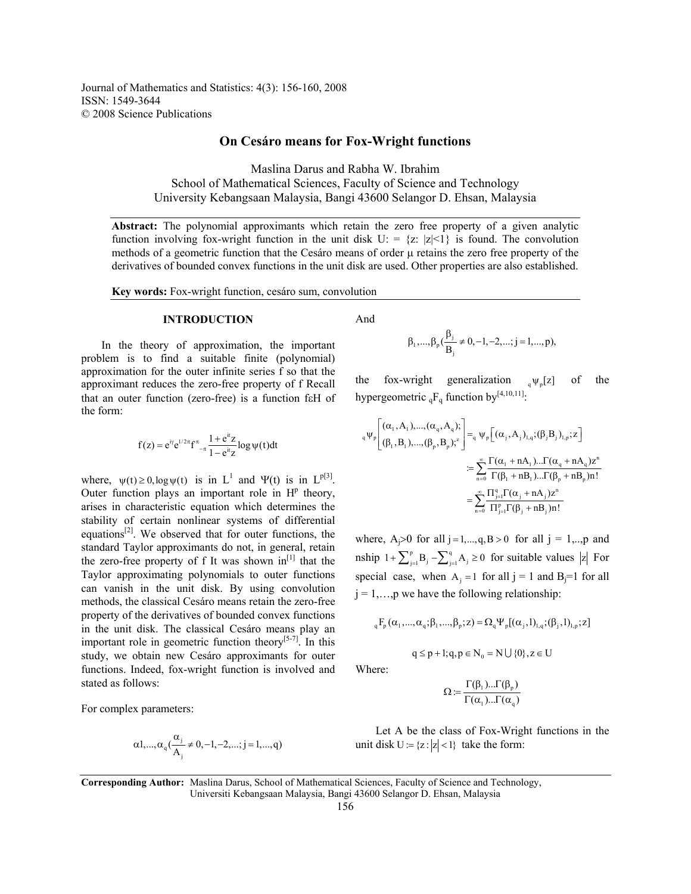Journal of Mathematics and Statistics: 4(3): 156-160, 2008
ISSN: 1549-3644
© 2008 Science Publications

# On Cesáro means for Fox-Wright functions

Maslina Darus and Rabha W. Ibrahim
School of Mathematical Sciences, Faculty of Science and Technology
University Kebangsaan Malaysia, Bangi 43600 Selangor D. Ehsan, Malaysia

**Abstract:** The polynomial approximants which retain the zero free property of a given analytic function involving fox-wright function in the unit disk U: = {z: |z|<1} is found. The convolution methods of a geometric function that the Cesáro means of order μ retains the zero free property of the derivatives of bounded convex functions in the unit disk are used. Other properties are also established.

**Key words:** Fox-wright function, cesáro sum, convolution

## INTRODUCTION

In the theory of approximation, the important problem is to find a suitable finite (polynomial) approximation for the outer infinite series f so that the approximant reduces the zero-free property of f Recall that an outer function (zero-free) is a function fεH of the form:

$$f(z) = e^{i\gamma} e^{1/2\pi} f_{-\pi}^{\pi} \frac{1+e^{it}z}{1-e^{it}z} \log \psi(t)dt$$

where, $\psi(t) \geq 0, \log\psi(t)$ is in $L^1$ and $\Psi(t)$ is in $L^p$[3]. Outer function plays an important role in $H^p$ theory, arises in characteristic equation which determines the stability of certain nonlinear systems of differential equations[2]. We observed that for outer functions, the standard Taylor approximants do not, in general, retain the zero-free property of f It was shown in[1] that the Taylor approximating polynomials to outer functions can vanish in the unit disk. By using convolution methods, the classical Cesáro means retain the zero-free property of the derivatives of bounded convex functions in the unit disk. The classical Cesáro means play an important role in geometric function theory[5-7]. In this study, we obtain new Cesáro approximants for outer functions. Indeed, fox-wright function is involved and stated as follows:

For complex parameters:

$$\alpha 1,...,\alpha_q (\frac{\alpha_j}{A_j} \neq 0,-1,-2,...; j=1,...,q)$$

And

$$\beta_1,...,\beta_p (\frac{\beta_j}{B_j} \neq 0,-1,-2,...; j=1,...,p),$$

the fox-wright generalization ${}_q\psi_p[z]$ of the hypergeometric ${}_qF_q$ function by[4,10,11]:

$$\begin{aligned}
{}_q\psi_p\left[\begin{matrix}(\alpha_1,A_1),...,(\alpha_q,A_q);\\(\beta_1,B_1),...,(\beta_p,B_p);^z\end{matrix}\right] &= {}_q\psi_p\left[(\alpha_j,A_j)_{1,q};(\beta_jB_j)_{1,p};z\right] \\
&:= \sum_{n=0}^{\infty} \frac{\Gamma(\alpha_1+nA_1)...\Gamma(\alpha_q+nA_q)z^n}{\Gamma(\beta_1+nB_1)...\Gamma(\beta_p+nB_p)n!} \\
&= \sum_{n=0}^{\infty} \frac{\Pi_{j=1}^{q}\Gamma(\alpha_j+nA_j)z^n}{\Pi_{j=1}^{p}\Gamma(\beta_j+nB_j)n!}
\end{aligned}$$

where, $A_j>0$ for all $j=1,...,q, B>0$ for all j = 1,..,p and nship $1+\sum_{j=1}^{p} B_j - \sum_{j=1}^{q} A_j \geq 0$ for suitable values $|z|$ For special case, when $A_j = 1$ for all j = 1 and $B_j$=1 for all j = 1,…,p we have the following relationship:

$${}_qF_p(\alpha_1,...,\alpha_q;\beta_1,...,\beta_p;z) = \Omega_q\Psi_p[(\alpha_j,1)_{1,q};(\beta_j,1)_{1,p};z]$$

$$q \leq p+1; q,p \in N_0 = N \bigcup \{0\}, z \in U$$

Where:

$$\Omega := \frac{\Gamma(\beta_1)...\Gamma(\beta_p)}{\Gamma(\alpha_1)...\Gamma(\alpha_q)}$$

Let A be the class of Fox-Wright functions in the unit disk $U := \{z : |z| < 1\}$ take the form:

**Corresponding Author:** Maslina Darus, School of Mathematical Sciences, Faculty of Science and Technology, Universiti Kebangsaan Malaysia, Bangi 43600 Selangor D. Ehsan, Malaysia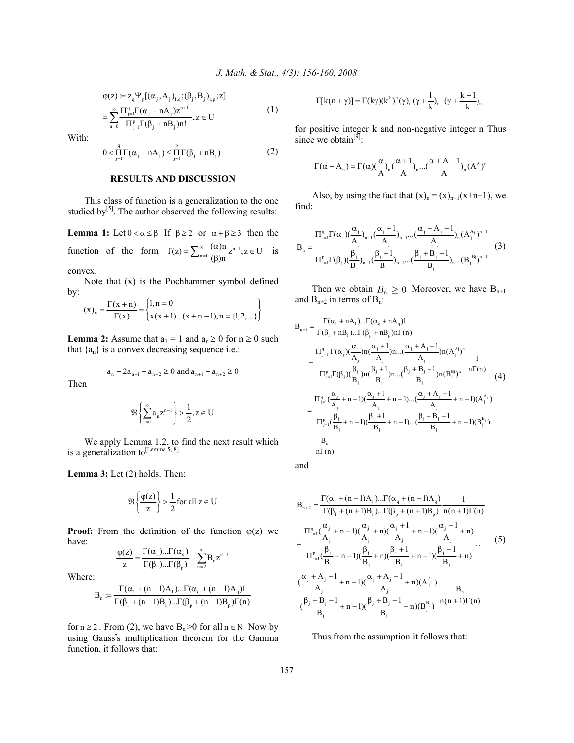$$\varphi(z) := z\,{}_q\Psi_p[(\alpha_j, A_j)_{1,q};(\beta_j, B_j)_{1,p};z]$$
$$= \sum_{n=0}^{\infty} \frac{\Pi_{j=1}^{q}\Gamma(\alpha_j + nA_j)z^{n+1}}{\Pi_{j=1}^{p}\Gamma(\beta_j + nB_j)n!}, z \in U \tag{1}$$

With:

$$0 < \prod_{j=1}^{q}\Gamma(\alpha_j + nA_j) \le \prod_{j=1}^{p}\Gamma(\beta_j + nB_j) \tag{2}$$

## RESULTS AND DISCUSSION

This class of function is a generalization to the one studied by[5]. The author observed the following results:

**Lemma 1:** Let $0 < \alpha \le \beta$ If $\beta \ge 2$ or $\alpha + \beta \ge 3$ then the function of the form $f(z) = \sum_{n=0}^{\infty} \frac{(\alpha)n}{(\beta)n} z^{n+1}, z \in U$ is convex.

Note that (x) is the Pochhammer symbol defined by:

$$(x)_n = \frac{\Gamma(x+n)}{\Gamma(x)} = \begin{Bmatrix} 1, n = 0 \\ x(x+1)...(x+n-1), n = \{1,2,...\} \end{Bmatrix}$$

**Lemma 2:** Assume that $a_1 = 1$ and $a_n \ge 0$ for $n \ge 0$ such that $\{a_n\}$ is a convex decreasing sequence i.e.:

$$a_n - 2a_{n+1} + a_{n+2} \ge 0 \text{ and } a_{n+1} - a_{n+2} \ge 0$$

Then

$$\Re\left\{\sum_{n=1}^{\infty} a_n z^{n-1}\right\} > \frac{1}{2}, z \in U$$

We apply Lemma 1.2, to find the next result which is a generalization to[Lemma 5; 8].

**Lemma 3:** Let (2) holds. Then:

$$\Re\left\{\frac{\varphi(z)}{z}\right\} > \frac{1}{2} \text{for all } z \in U$$

**Proof:** From the definition of the function $\varphi(z)$ we have:

$$\frac{\varphi(z)}{z} = \frac{\Gamma(\alpha_1)...\Gamma(\alpha_q)}{\Gamma(\beta_1)...\Gamma(\beta_p)} + \sum_{n=2}^{\infty} B_n z^{n-1}$$

Where:

$$B_n := \frac{\Gamma(\alpha_1 + (n-1)A_1)...\Gamma(\alpha_q + (n-1)A_q)1}{\Gamma(\beta_1 + (n-1)B_1)...\Gamma(\beta_p + (n-1)B_p)\Gamma(n)}$$

for $n \ge 2$. From (2), we have $B_n > 0$ for all $n \in N$ Now by using Gauss's multiplication theorem for the Gamma function, it follows that:

$$\Gamma[k(n+\gamma)] = \Gamma(k\gamma)(k^k)^n(\gamma)_n(\gamma + \frac{1}{k})_{n...}(\gamma + \frac{k-1}{k})_n$$

for positive integer k and non-negative integer n Thus since we obtain[9]:

$$\Gamma(\alpha + A_n) = \Gamma(\alpha)(\frac{\alpha}{A})_n(\frac{\alpha+1}{A})_n...(\frac{\alpha+A-1}{A})_n(A^A)^n$$

Also, by using the fact that $(x)_n = (x)_{n-1}(x+n-1)$, we find:

$$B_n = \frac{\Pi_{j=1}^{q}\Gamma(\alpha_j)(\frac{\alpha_j}{A_j})_{n-1}(\frac{\alpha_j+1}{A_j})_{n-1}...(\frac{\alpha_j+A_j-1}{A_j})_n(A_j^{A_j})^{n-1}}{\Pi_{j=1}^{p}\Gamma(\beta_j)(\frac{\beta_j}{B_j})_{n-1}(\frac{\beta_j+1}{B_j})_{n-1}...(\frac{\beta_j+B_j-1}{B_j})_{n-1}(B_j^{Bj})^{n-1}} \tag{3}$$

Then we obtain $B_n \ge 0$. Moreover, we have $B_{n+1}$ and $B_{n+2}$ in terms of $B_n$:

$$B_{n+1} = \frac{\Gamma(\alpha_1 + nA_1)...\Gamma(\alpha_q + nA_q)1}{\Gamma(\beta_1 + nB_1)...\Gamma(\beta_p + nB_p)n\Gamma(n)}$$
$$= \frac{\Pi_{j=1}^{q}\Gamma(\alpha_j)(\frac{\alpha_j}{A_j})n(\frac{\alpha_j+1}{A_j})n...(\frac{\alpha_j+A_j-1}{A_j})n(A_j^{Aj})^n}{\Pi_{j=1}^{p}\Gamma(\beta_j)(\frac{\beta_j}{B_j})n(\frac{\beta_j+1}{B_j})n...(\frac{\beta_j+B_j-1}{B_j})n(B_j^{Bj})^n}\frac{1}{n\Gamma(n)}$$
$$= \frac{\Pi_{j=1}^{q}(\frac{\alpha_j}{A_j}+n-1)(\frac{\alpha_j+1}{A_j}+n-1)...(\frac{\alpha_j+A_j-1}{A_j}+n-1)(A_j^{A_j})}{\Pi_{j=1}^{p}(\frac{\beta_j}{B_j}+n-1)(\frac{\beta_j+1}{B_j}+n-1)...(\frac{\beta_j+B_j-1}{B_j}+n-1)(B_j^{B_j})} \tag{4}$$
$$\frac{B_n}{n\Gamma(n)}$$

and

$$B_{n+2} = \frac{\Gamma(\alpha_1 + (n+1)A_1)...\Gamma(\alpha_q + (n+1)A_q)}{\Gamma(\beta_1 + (n+1)B_1)...\Gamma(\beta_p + (n+1)B_p)}\frac{1}{n(n+1)\Gamma(n)}$$
$$= \frac{\Pi_{j=1}^{q}(\frac{\alpha_j}{A_j}+n-1)(\frac{\alpha_j}{A_j}+n)(\frac{\alpha_j+1}{A_j}+n-1)(\frac{\alpha_j+1}{A_j}+n)}{\Pi_{j=1}^{p}(\frac{\beta_j}{B_j}+n-1)(\frac{\beta_j}{B_j}+n)(\frac{\beta_j+1}{B_j}+n-1)(\frac{\beta_j+1}{B_j}+n)}... \tag{5}$$
$$\frac{(\frac{\alpha_j+A_j-1}{A_j}+n-1)(\frac{\alpha_j+A_j-1}{A_j}+n)(A_j^{A_j})}{(\frac{\beta_j+B_j-1}{B_j}+n-1)(\frac{\beta_j+B_j-1}{B_j}+n)(B_j^{B_j})}\frac{B_n}{n(n+1)\Gamma(n)}$$

Thus from the assumption it follows that: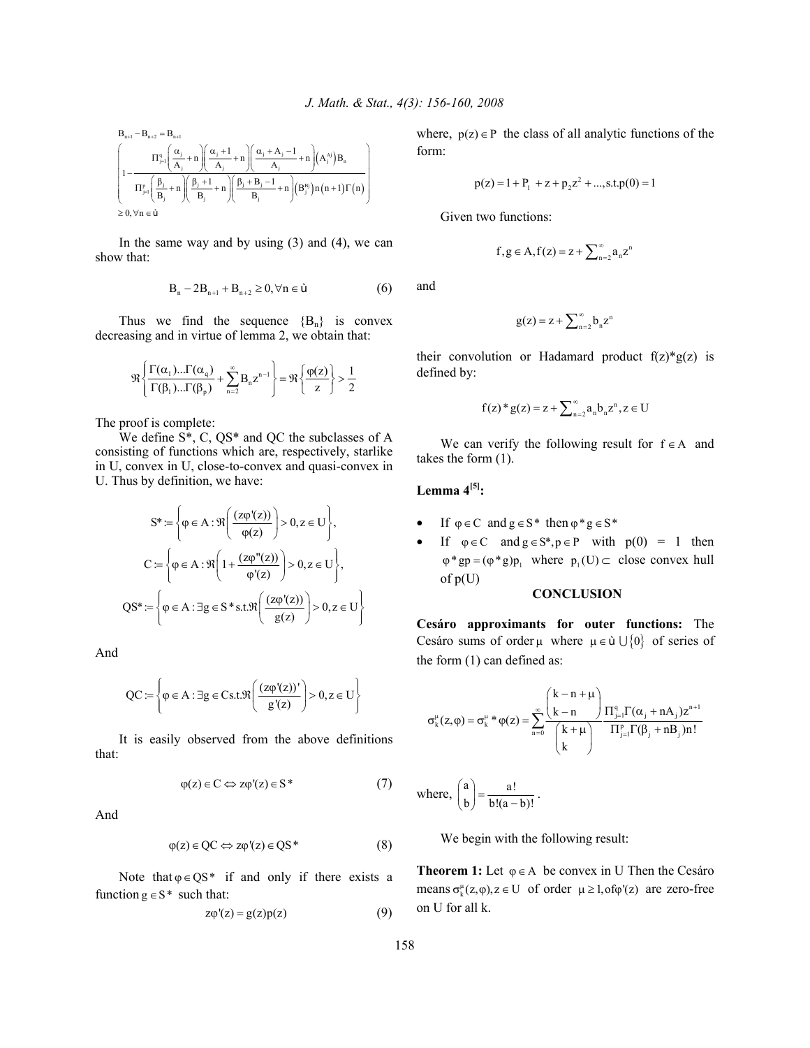$$B_{n+1} - B_{n+2} = B_{n+1}$$

$$\left(1 - \frac{\Pi_{j=1}^{q}\left(\frac{\alpha_j}{A_j}+n\right)\left(\frac{\alpha_j+1}{A_j}+n\right)\left(\frac{\alpha_j+A_j-1}{A_j}+n\right)\left(A_j^{Aj}\right)B_n}{\Pi_{j=1}^{p}\left(\frac{\beta_j}{B_j}+n\right)\left(\frac{\beta_j+1}{B_j}+n\right)\left(\frac{\beta_j+B_j-1}{B_j}+n\right)\left(B_j^{Bj}\right)n(n+1)\Gamma(n)}\right)$$

$$\geq 0, \forall n \in ù$$

In the same way and by using (3) and (4), we can show that:

$$B_n - 2B_{n+1} + B_{n+2} \geq 0, \forall n \in ù \qquad (6)$$

Thus we find the sequence $\{B_n\}$ is convex decreasing and in virtue of lemma 2, we obtain that:

$$\Re\left\{\frac{\Gamma(\alpha_1)...\Gamma(\alpha_q)}{\Gamma(\beta_1)...\Gamma(\beta_p)} + \sum_{n=2}^{\infty} B_n z^{n-1}\right\} = \Re\left\{\frac{\varphi(z)}{z}\right\} > \frac{1}{2}$$

The proof is complete:

We define S*, C, QS* and QC the subclasses of A consisting of functions which are, respectively, starlike in U, convex in U, close-to-convex and quasi-convex in U. Thus by definition, we have:

$$S^* := \left\{\varphi \in A : \Re\left(\frac{(z\varphi'(z))}{\varphi(z)}\right) > 0, z \in U\right\},$$

$$C := \left\{\varphi \in A : \Re\left(1 + \frac{(z\varphi''(z))}{\varphi'(z)}\right) > 0, z \in U\right\},$$

$$QS^* := \left\{\varphi \in A : \exists g \in S^* \text{ s.t.} \Re\left(\frac{(z\varphi'(z))}{g(z)}\right) > 0, z \in U\right\}$$

And

$$QC := \left\{\varphi \in A : \exists g \in C \text{s.t.} \Re\left(\frac{(z\varphi'(z))'}{g'(z)}\right) > 0, z \in U\right\}$$

It is easily observed from the above definitions that:

$$\varphi(z) \in C \Leftrightarrow z\varphi'(z) \in S^* \qquad (7)$$

And

$$\varphi(z) \in QC \Leftrightarrow z\varphi'(z) \in QS^* \qquad (8)$$

Note that $\varphi \in QS^*$ if and only if there exists a function $g \in S^*$ such that:

$$z\varphi'(z) = g(z)p(z) \qquad (9)$$

where, $p(z) \in P$ the class of all analytic functions of the form:

$$p(z) = 1 + P_1 + z + p_2 z^2 + ..., \text{s.t.} p(0) = 1$$

Given two functions:

$$f, g \in A, f(z) = z + \sum_{n=2}^{\infty} a_n z^n$$

and

$$g(z) = z + \sum_{n=2}^{\infty} b_n z^n$$

their convolution or Hadamard product f(z)*g(z) is defined by:

$$f(z) * g(z) = z + \sum_{n=2}^{\infty} a_n b_n z^n, z \in U$$

We can verify the following result for $f \in A$ and takes the form (1).

**Lemma 4[5]:**

- If $\varphi \in C$ and $g \in S^*$ then $\varphi * g \in S^*$
- If $\varphi \in C$ and $g \in S^*, p \in P$ with $p(0) = 1$ then $\varphi * gp = (\varphi * g)p_1$ where $p_1(U) \subset$ close convex hull of p(U)

## CONCLUSION

**Cesáro approximants for outer functions:** The Cesáro sums of order $\mu$ where $\mu \in ù \bigcup \{0\}$ of series of the form (1) can defined as:

$$\sigma_k^{\mu}(z, \varphi) = \sigma_k^{\mu} * \varphi(z) = \sum_{n=0}^{\infty} \frac{\binom{k-n+\mu}{k-n}}{\binom{k+\mu}{k}} \frac{\Pi_{j=1}^{q}\Gamma(\alpha_j + nA_j)z^{n+1}}{\Pi_{j=1}^{p}\Gamma(\beta_j + nB_j)n!}$$

where, $\binom{a}{b} = \frac{a!}{b!(a-b)!}$.

We begin with the following result:

**Theorem 1:** Let $\varphi \in A$ be convex in U Then the Cesáro means $\sigma_k^{\mu}(z, \varphi), z \in U$ of order $\mu \geq 1$, of $\varphi'(z)$ are zero-free on U for all k.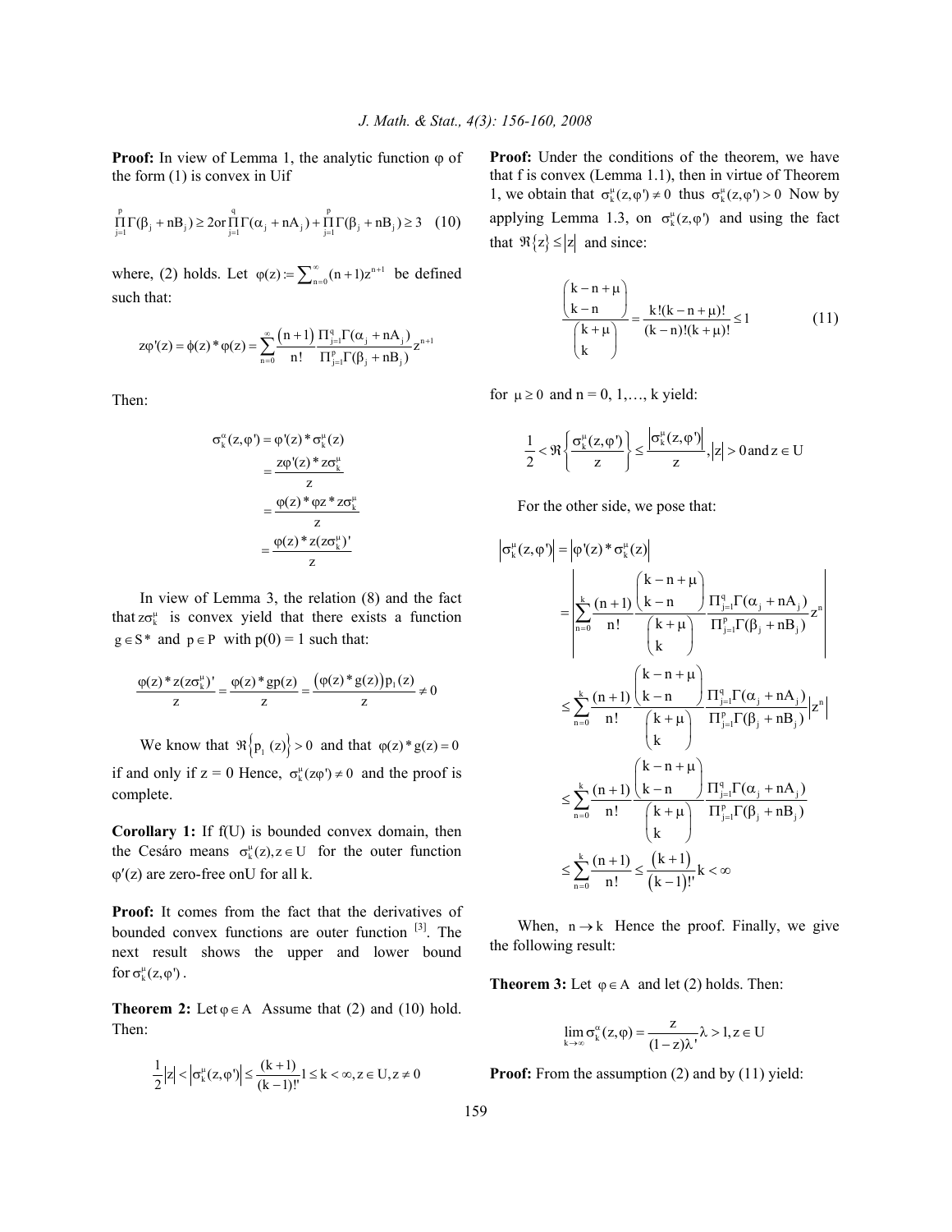**Proof:** In view of Lemma 1, the analytic function φ of the form (1) is convex in U if

$$\prod_{j=1}^{p}\Gamma(\beta_j + nB_j) \geq 2 \text{ or } \prod_{j=1}^{q}\Gamma(\alpha_j + nA_j) + \prod_{j=1}^{p}\Gamma(\beta_j + nB_j) \geq 3 \quad (10)$$

where, (2) holds. Let $\varphi(z) := \sum_{n=0}^{\infty}(n+1)z^{n+1}$ be defined such that:

$$z\varphi'(z) = \phi(z) * \varphi(z) = \sum_{n=0}^{\infty}\frac{(n+1)}{n!}\frac{\Pi_{j=1}^{q}\Gamma(\alpha_j + nA_j)}{\Pi_{j=1}^{p}\Gamma(\beta_j + nB_j)}z^{n+1}$$

Then:

$$\begin{aligned}
\sigma_k^{\alpha}(z,\varphi') &= \varphi'(z) * \sigma_k^{\mu}(z) \\
&= \frac{z\varphi'(z) * z\sigma_k^{\mu}}{z} \\
&= \frac{\varphi(z) * \varphi z * z\sigma_k^{\mu}}{z} \\
&= \frac{\varphi(z) * z(z\sigma_k^{\mu})'}{z}
\end{aligned}$$

In view of Lemma 3, the relation (8) and the fact that $z\sigma_k^{\mu}$ is convex yield that there exists a function $g \in S^*$ and $p \in P$ with p(0) = 1 such that:

$$\frac{\varphi(z) * z(z\sigma_k^{\mu})'}{z} = \frac{\varphi(z) * gp(z)}{z} = \frac{(\varphi(z) * g(z))p_1(z)}{z} \neq 0$$

We know that $\Re\{p_1(z)\} > 0$ and that $\varphi(z) * g(z) = 0$ if and only if z = 0 Hence, $\sigma_k^{\mu}(z\varphi') \neq 0$ and the proof is complete.

**Corollary 1:** If f(U) is bounded convex domain, then the Cesáro means $\sigma_k^{\mu}(z), z \in U$ for the outer function $\varphi'(z)$ are zero-free on U for all k.

**Proof:** It comes from the fact that the derivatives of bounded convex functions are outer function [3]. The next result shows the upper and lower bound for $\sigma_k^{\mu}(z,\varphi')$.

**Theorem 2:** Let $\varphi \in A$ Assume that (2) and (10) hold. Then:

$$\frac{1}{2}|z| < |\sigma_k^{\mu}(z,\varphi')| \leq \frac{(k+1)}{(k-1)!}1 \leq k < \infty, z \in U, z \neq 0$$

**Proof:** Under the conditions of the theorem, we have that f is convex (Lemma 1.1), then in virtue of Theorem 1, we obtain that $\sigma_k^{\mu}(z,\varphi') \neq 0$ thus $\sigma_k^{\mu}(z,\varphi') > 0$ Now by applying Lemma 1.3, on $\sigma_k^{\mu}(z,\varphi')$ and using the fact that $\Re\{z\} \leq |z|$ and since:

$$\frac{\binom{k-n+\mu}{k-n}}{\binom{k+\mu}{k}} = \frac{k!(k-n+\mu)!}{(k-n)!(k+\mu)!} \leq 1 \quad (11)$$

for $\mu \geq 0$ and n = 0, 1,…, k yield:

$$\frac{1}{2} < \Re\left\{\frac{\sigma_k^{\mu}(z,\varphi')}{z}\right\} \leq \frac{|\sigma_k^{\mu}(z,\varphi')|}{z}, |z| > 0 \text{ and } z \in U$$

For the other side, we pose that:

$$\begin{aligned}
|\sigma_k^{\mu}(z,\varphi')| &= |\varphi'(z) * \sigma_k^{\mu}(z)| \\
&= \left|\sum_{n=0}^{k}\frac{(n+1)}{n!}\frac{\binom{k-n+\mu}{k-n}}{\binom{k+\mu}{k}}\frac{\Pi_{j=1}^{q}\Gamma(\alpha_j + nA_j)}{\Pi_{j=1}^{p}\Gamma(\beta_j + nB_j)}z^n\right| \\
&\leq \sum_{n=0}^{k}\frac{(n+1)}{n!}\frac{\binom{k-n+\mu}{k-n}}{\binom{k+\mu}{k}}\frac{\Pi_{j=1}^{q}\Gamma(\alpha_j + nA_j)}{\Pi_{j=1}^{p}\Gamma(\beta_j + nB_j)}|z^n| \\
&\leq \sum_{n=0}^{k}\frac{(n+1)}{n!}\frac{\binom{k-n+\mu}{k-n}}{\binom{k+\mu}{k}}\frac{\Pi_{j=1}^{q}\Gamma(\alpha_j + nA_j)}{\Pi_{j=1}^{p}\Gamma(\beta_j + nB_j)} \\
&\leq \sum_{n=0}^{k}\frac{(n+1)}{n!} \leq \frac{(k+1)}{(k-1)!}k < \infty
\end{aligned}$$

When, $n \to k$ Hence the proof. Finally, we give the following result:

**Theorem 3:** Let $\varphi \in A$ and let (2) holds. Then:

$$\lim_{k\to\infty}\sigma_k^{\alpha}(z,\varphi) = \frac{z}{(1-z)\lambda'}\lambda > 1, z \in U$$

**Proof:** From the assumption (2) and by (11) yield: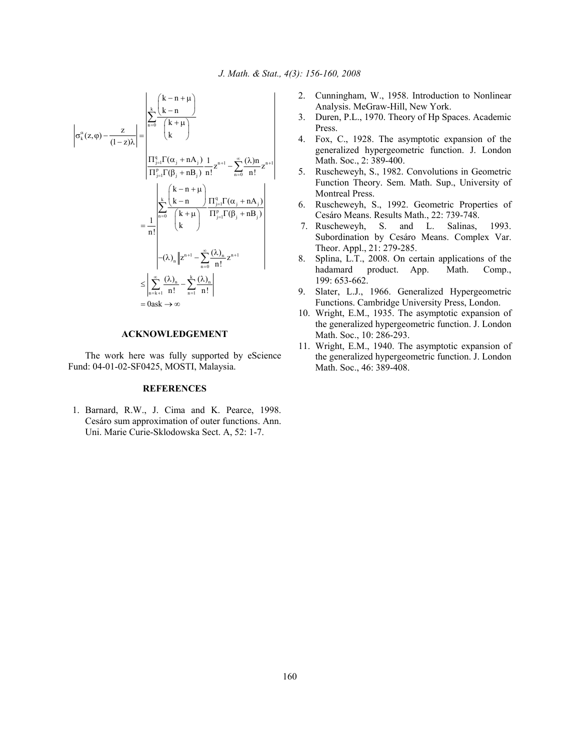$$
\left|\sigma_k^{\alpha}(z,\varphi) - \frac{z}{(1-z)\lambda}\right| = \left| \sum_{n=0}^{k} \frac{\binom{k-n+\mu}{k-n}}{\binom{k+\mu}{k}} \frac{\Pi_{j=1}^{q}\Gamma(\alpha_j + nA_j)}{\Pi_{j=1}^{p}\Gamma(\beta_j + nB_j)} \frac{1}{n!} z^{n+1} - \sum_{n=0}^{\infty} \frac{(\lambda)n}{n!} z^{n+1} \right|
$$

$$
= \frac{1}{n!} \left| \sum_{n=0}^{k} \frac{\binom{k-n+\mu}{k-n}}{\binom{k+\mu}{k}} \frac{\Pi_{j=1}^{q}\Gamma(\alpha_j + nA_j)}{\Pi_{j=1}^{p}\Gamma(\beta_j + nB_j)} - (\lambda)_n \right| z^{n+1} - \sum_{n=0}^{\infty} \frac{(\lambda)_n}{n!} z^{n+1}
$$

$$
\leq \left| \sum_{n=k+1}^{\infty} \frac{(\lambda)_n}{n!} - \sum_{n=1}^{k} \frac{(\lambda)_n}{n!} \right|
$$

$$
= 0 \text{as} k \to \infty
$$

## ACKNOWLEDGEMENT

The work here was fully supported by eScience Fund: 04-01-02-SF0425, MOSTI, Malaysia.

## REFERENCES

1. Barnard, R.W., J. Cima and K. Pearce, 1998. Cesáro sum approximation of outer functions. Ann. Uni. Marie Curie-Sklodowska Sect. A, 52: 1-7.
2. Cunningham, W., 1958. Introduction to Nonlinear Analysis. MeGraw-Hill, New York.
3. Duren, P.L., 1970. Theory of Hp Spaces. Academic Press.
4. Fox, C., 1928. The asymptotic expansion of the generalized hypergeometric function. J. London Math. Soc., 2: 389-400.
5. Ruscheweyh, S., 1982. Convolutions in Geometric Function Theory. Sem. Math. Sup., University of Montreal Press.
6. Ruscheweyh, S., 1992. Geometric Properties of Cesáro Means. Results Math., 22: 739-748.
7. Ruscheweyh, S. and L. Salinas, 1993. Subordination by Cesáro Means. Complex Var. Theor. Appl., 21: 279-285.
8. Splina, L.T., 2008. On certain applications of the hadamard product. App. Math. Comp., 199: 653-662.
9. Slater, L.J., 1966. Generalized Hypergeometric Functions. Cambridge University Press, London.
10. Wright, E.M., 1935. The asymptotic expansion of the generalized hypergeometric function. J. London Math. Soc., 10: 286-293.
11. Wright, E.M., 1940. The asymptotic expansion of the generalized hypergeometric function. J. London Math. Soc., 46: 389-408.